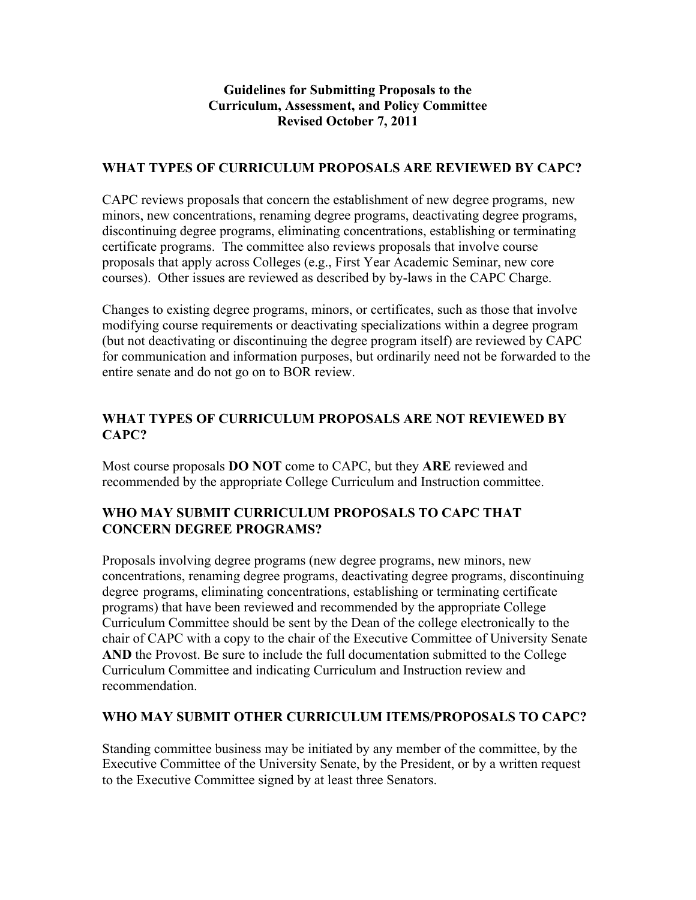# Guidelines for Submitting Proposals to the Curriculum, Assessment, and Policy Committee

**Revised October 7, 2011**

## WHAT TYPES OF CURRICULUM PROPOSALS ARE REVIEWED BY CAPC?

CAPC reviews proposals that concern the establishment of new degree programs, new minors, new concentrations, renaming degree programs, deactivating degree programs, discontinuing degree programs, eliminating concentrations, establishing or terminating certificate programs. The committee also reviews proposals that involve course proposals that apply across Colleges (e.g., First Year Academic Seminar, new core courses). Other issues are reviewed as described by by-laws in the CAPC Charge.

Changes to existing degree programs, minors, or certificates, such as those that involve modifying course requirements or deactivating specializations within a degree program (but not deactivating or discontinuing the degree program itself) are reviewed by CAPC for communication and information purposes, but ordinarily need not be forwarded to the entire senate and do not go on to BOR review.

## WHAT TYPES OF CURRICULUM PROPOSALS ARE NOT REVIEWED BY CAPC?

Most course proposals **DO NOT** come to CAPC, but they **ARE** reviewed and recommended by the appropriate College Curriculum and Instruction committee.

## WHO MAY SUBMIT CURRICULUM PROPOSALS TO CAPC THAT CONCERN DEGREE PROGRAMS?

Proposals involving degree programs (new degree programs, new minors, new concentrations, renaming degree programs, deactivating degree programs, discontinuing degree programs, eliminating concentrations, establishing or terminating certificate programs) that have been reviewed and recommended by the appropriate College Curriculum Committee should be sent by the Dean of the college electronically to the chair of CAPC with a copy to the chair of the Executive Committee of University Senate **AND** the Provost. Be sure to include the full documentation submitted to the College Curriculum Committee and indicating Curriculum and Instruction review and recommendation.

## WHO MAY SUBMIT OTHER CURRICULUM ITEMS/PROPOSALS TO CAPC?

Standing committee business may be initiated by any member of the committee, by the Executive Committee of the University Senate, by the President, or by a written request to the Executive Committee signed by at least three Senators.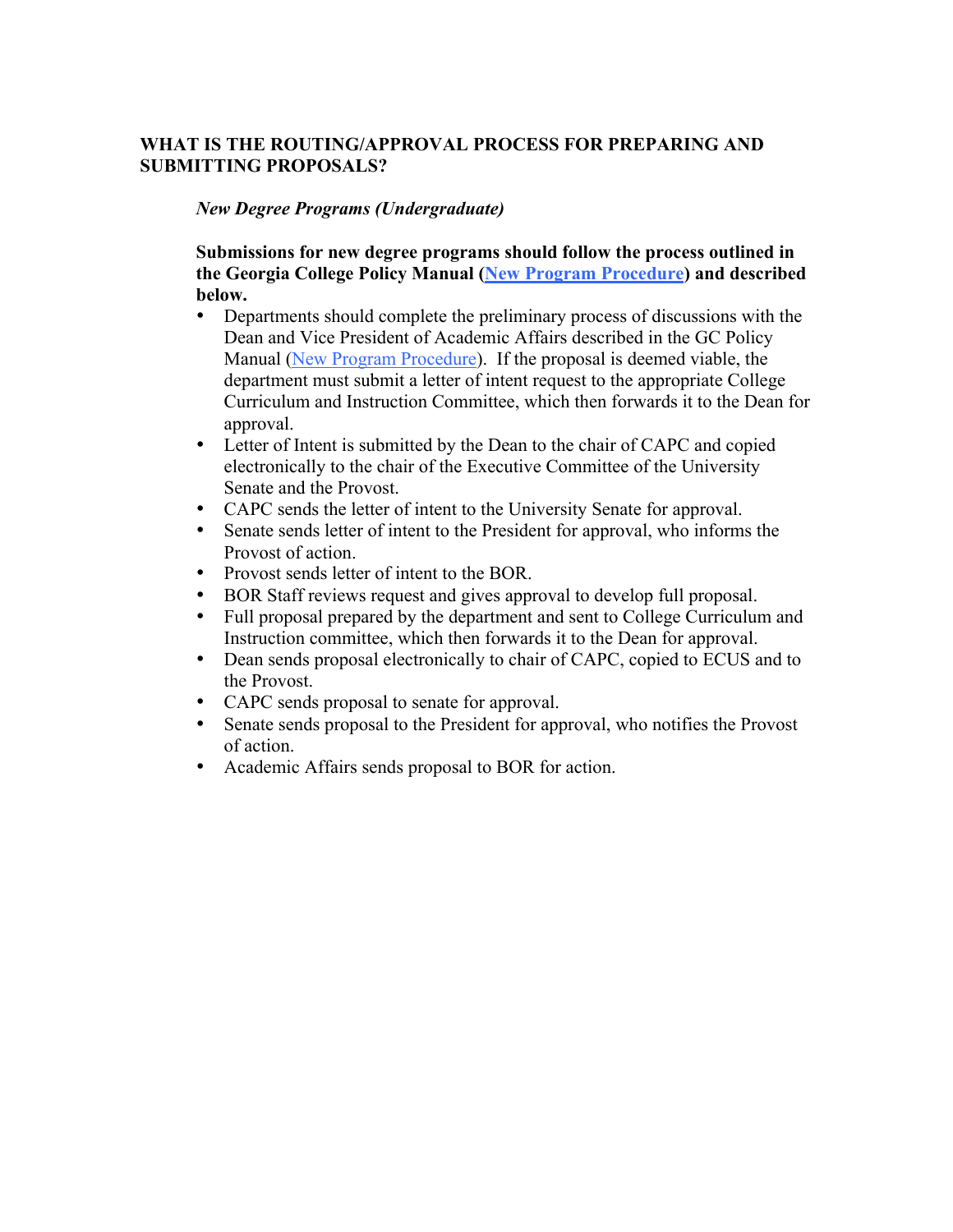## WHAT IS THE ROUTING/APPROVAL PROCESS FOR PREPARING AND SUBMITTING PROPOSALS?

*New Degree Programs (Undergraduate)*

**Submissions for new degree programs should follow the process outlined in the Georgia College Policy Manual (New Program Procedure) and described below.**

- Departments should complete the preliminary process of discussions with the Dean and Vice President of Academic Affairs described in the GC Policy Manual (New Program Procedure). If the proposal is deemed viable, the department must submit a letter of intent request to the appropriate College Curriculum and Instruction Committee, which then forwards it to the Dean for approval.
- Letter of Intent is submitted by the Dean to the chair of CAPC and copied electronically to the chair of the Executive Committee of the University Senate and the Provost.
- CAPC sends the letter of intent to the University Senate for approval.
- Senate sends letter of intent to the President for approval, who informs the Provost of action.
- Provost sends letter of intent to the BOR.
- BOR Staff reviews request and gives approval to develop full proposal.
- Full proposal prepared by the department and sent to College Curriculum and Instruction committee, which then forwards it to the Dean for approval.
- Dean sends proposal electronically to chair of CAPC, copied to ECUS and to the Provost.
- CAPC sends proposal to senate for approval.
- Senate sends proposal to the President for approval, who notifies the Provost of action.
- Academic Affairs sends proposal to BOR for action.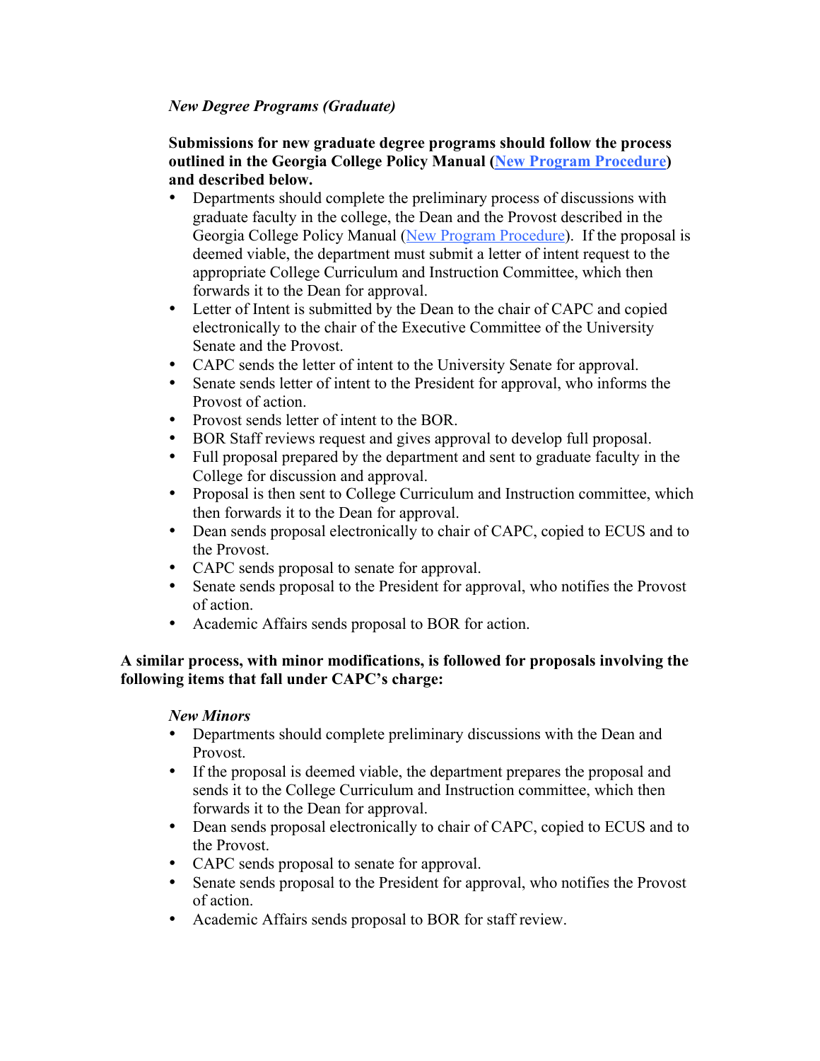*New Degree Programs (Graduate)*

**Submissions for new graduate degree programs should follow the process outlined in the Georgia College Policy Manual (New Program Procedure) and described below.**

- Departments should complete the preliminary process of discussions with graduate faculty in the college, the Dean and the Provost described in the Georgia College Policy Manual (New Program Procedure). If the proposal is deemed viable, the department must submit a letter of intent request to the appropriate College Curriculum and Instruction Committee, which then forwards it to the Dean for approval.
- Letter of Intent is submitted by the Dean to the chair of CAPC and copied electronically to the chair of the Executive Committee of the University Senate and the Provost.
- CAPC sends the letter of intent to the University Senate for approval.
- Senate sends letter of intent to the President for approval, who informs the Provost of action.
- Provost sends letter of intent to the BOR.
- BOR Staff reviews request and gives approval to develop full proposal.
- Full proposal prepared by the department and sent to graduate faculty in the College for discussion and approval.
- Proposal is then sent to College Curriculum and Instruction committee, which then forwards it to the Dean for approval.
- Dean sends proposal electronically to chair of CAPC, copied to ECUS and to the Provost.
- CAPC sends proposal to senate for approval.
- Senate sends proposal to the President for approval, who notifies the Provost of action.
- Academic Affairs sends proposal to BOR for action.

**A similar process, with minor modifications, is followed for proposals involving the following items that fall under CAPC's charge:**

*New Minors*

- Departments should complete preliminary discussions with the Dean and Provost.
- If the proposal is deemed viable, the department prepares the proposal and sends it to the College Curriculum and Instruction committee, which then forwards it to the Dean for approval.
- Dean sends proposal electronically to chair of CAPC, copied to ECUS and to the Provost.
- CAPC sends proposal to senate for approval.
- Senate sends proposal to the President for approval, who notifies the Provost of action.
- Academic Affairs sends proposal to BOR for staff review.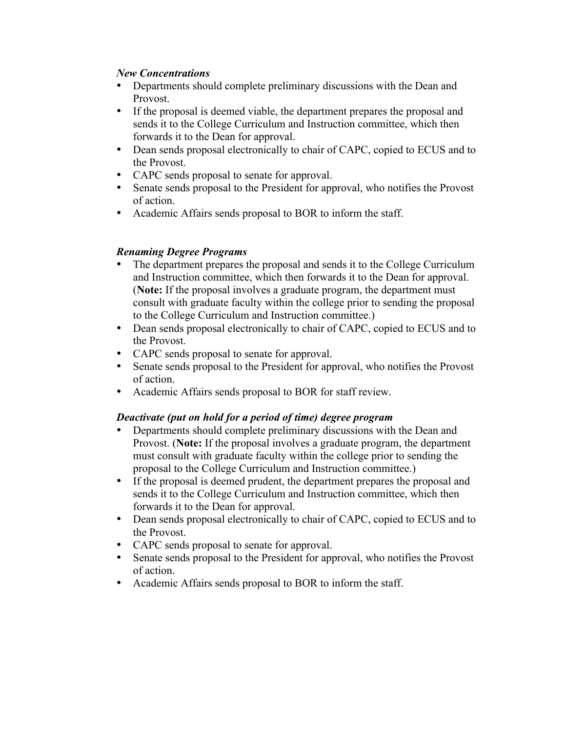***New Concentrations***

- Departments should complete preliminary discussions with the Dean and Provost.
- If the proposal is deemed viable, the department prepares the proposal and sends it to the College Curriculum and Instruction committee, which then forwards it to the Dean for approval.
- Dean sends proposal electronically to chair of CAPC, copied to ECUS and to the Provost.
- CAPC sends proposal to senate for approval.
- Senate sends proposal to the President for approval, who notifies the Provost of action.
- Academic Affairs sends proposal to BOR to inform the staff.

***Renaming Degree Programs***

- The department prepares the proposal and sends it to the College Curriculum and Instruction committee, which then forwards it to the Dean for approval. (**Note:** If the proposal involves a graduate program, the department must consult with graduate faculty within the college prior to sending the proposal to the College Curriculum and Instruction committee.)
- Dean sends proposal electronically to chair of CAPC, copied to ECUS and to the Provost.
- CAPC sends proposal to senate for approval.
- Senate sends proposal to the President for approval, who notifies the Provost of action.
- Academic Affairs sends proposal to BOR for staff review.

***Deactivate (put on hold for a period of time) degree program***

- Departments should complete preliminary discussions with the Dean and Provost. (**Note:** If the proposal involves a graduate program, the department must consult with graduate faculty within the college prior to sending the proposal to the College Curriculum and Instruction committee.)
- If the proposal is deemed prudent, the department prepares the proposal and sends it to the College Curriculum and Instruction committee, which then forwards it to the Dean for approval.
- Dean sends proposal electronically to chair of CAPC, copied to ECUS and to the Provost.
- CAPC sends proposal to senate for approval.
- Senate sends proposal to the President for approval, who notifies the Provost of action.
- Academic Affairs sends proposal to BOR to inform the staff.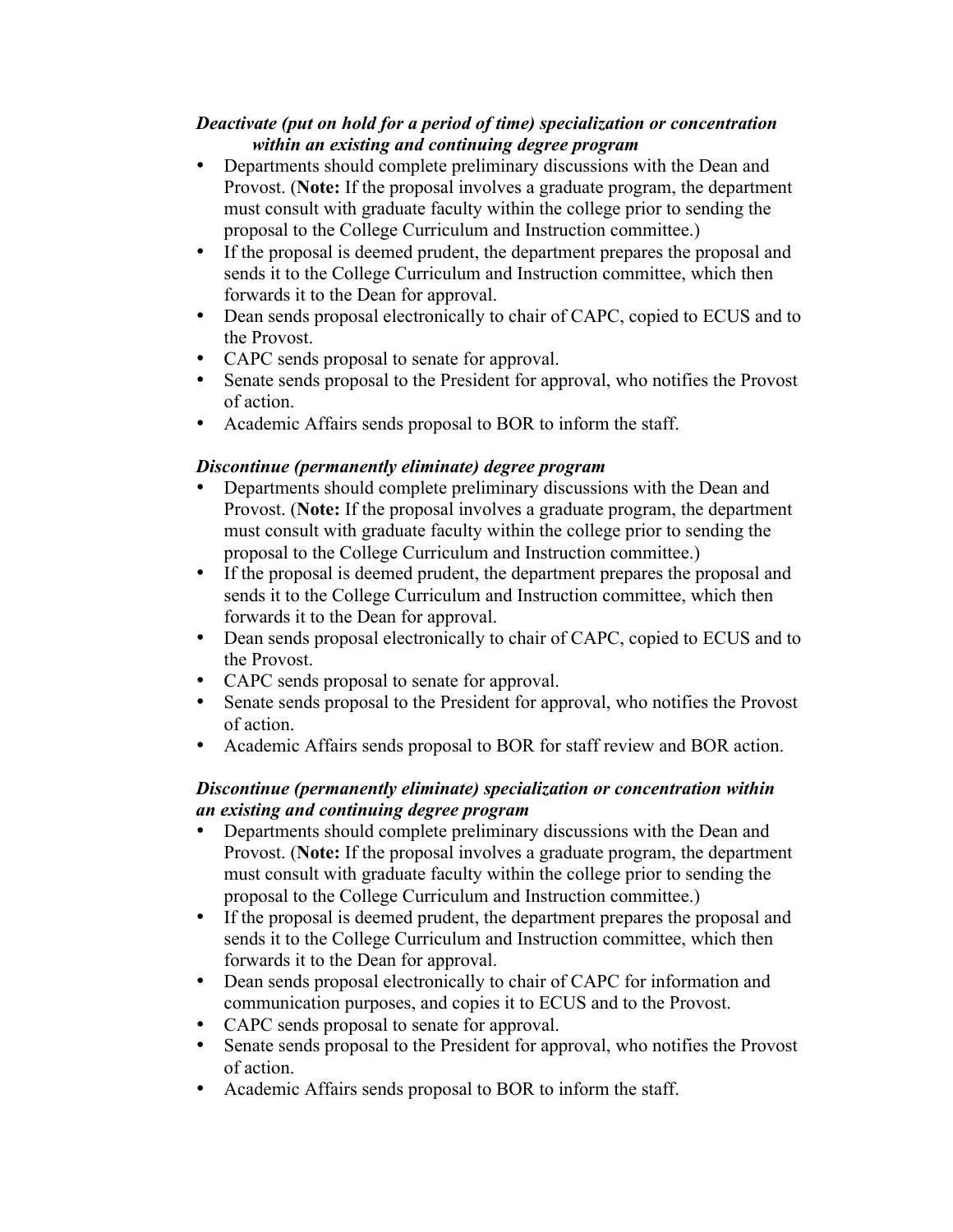***Deactivate (put on hold for a period of time) specialization or concentration within an existing and continuing degree program***

- Departments should complete preliminary discussions with the Dean and Provost. (**Note:** If the proposal involves a graduate program, the department must consult with graduate faculty within the college prior to sending the proposal to the College Curriculum and Instruction committee.)
- If the proposal is deemed prudent, the department prepares the proposal and sends it to the College Curriculum and Instruction committee, which then forwards it to the Dean for approval.
- Dean sends proposal electronically to chair of CAPC, copied to ECUS and to the Provost.
- CAPC sends proposal to senate for approval.
- Senate sends proposal to the President for approval, who notifies the Provost of action.
- Academic Affairs sends proposal to BOR to inform the staff.

***Discontinue (permanently eliminate) degree program***

- Departments should complete preliminary discussions with the Dean and Provost. (**Note:** If the proposal involves a graduate program, the department must consult with graduate faculty within the college prior to sending the proposal to the College Curriculum and Instruction committee.)
- If the proposal is deemed prudent, the department prepares the proposal and sends it to the College Curriculum and Instruction committee, which then forwards it to the Dean for approval.
- Dean sends proposal electronically to chair of CAPC, copied to ECUS and to the Provost.
- CAPC sends proposal to senate for approval.
- Senate sends proposal to the President for approval, who notifies the Provost of action.
- Academic Affairs sends proposal to BOR for staff review and BOR action.

***Discontinue (permanently eliminate) specialization or concentration within an existing and continuing degree program***

- Departments should complete preliminary discussions with the Dean and Provost. (**Note:** If the proposal involves a graduate program, the department must consult with graduate faculty within the college prior to sending the proposal to the College Curriculum and Instruction committee.)
- If the proposal is deemed prudent, the department prepares the proposal and sends it to the College Curriculum and Instruction committee, which then forwards it to the Dean for approval.
- Dean sends proposal electronically to chair of CAPC for information and communication purposes, and copies it to ECUS and to the Provost.
- CAPC sends proposal to senate for approval.
- Senate sends proposal to the President for approval, who notifies the Provost of action.
- Academic Affairs sends proposal to BOR to inform the staff.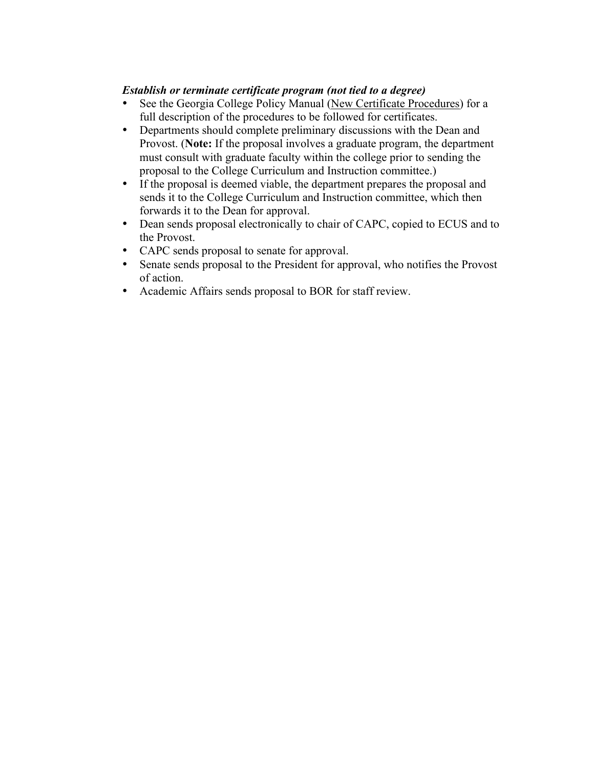***Establish or terminate certificate program (not tied to a degree)***

- See the Georgia College Policy Manual (New Certificate Procedures) for a full description of the procedures to be followed for certificates.
- Departments should complete preliminary discussions with the Dean and Provost. (**Note:** If the proposal involves a graduate program, the department must consult with graduate faculty within the college prior to sending the proposal to the College Curriculum and Instruction committee.)
- If the proposal is deemed viable, the department prepares the proposal and sends it to the College Curriculum and Instruction committee, which then forwards it to the Dean for approval.
- Dean sends proposal electronically to chair of CAPC, copied to ECUS and to the Provost.
- CAPC sends proposal to senate for approval.
- Senate sends proposal to the President for approval, who notifies the Provost of action.
- Academic Affairs sends proposal to BOR for staff review.